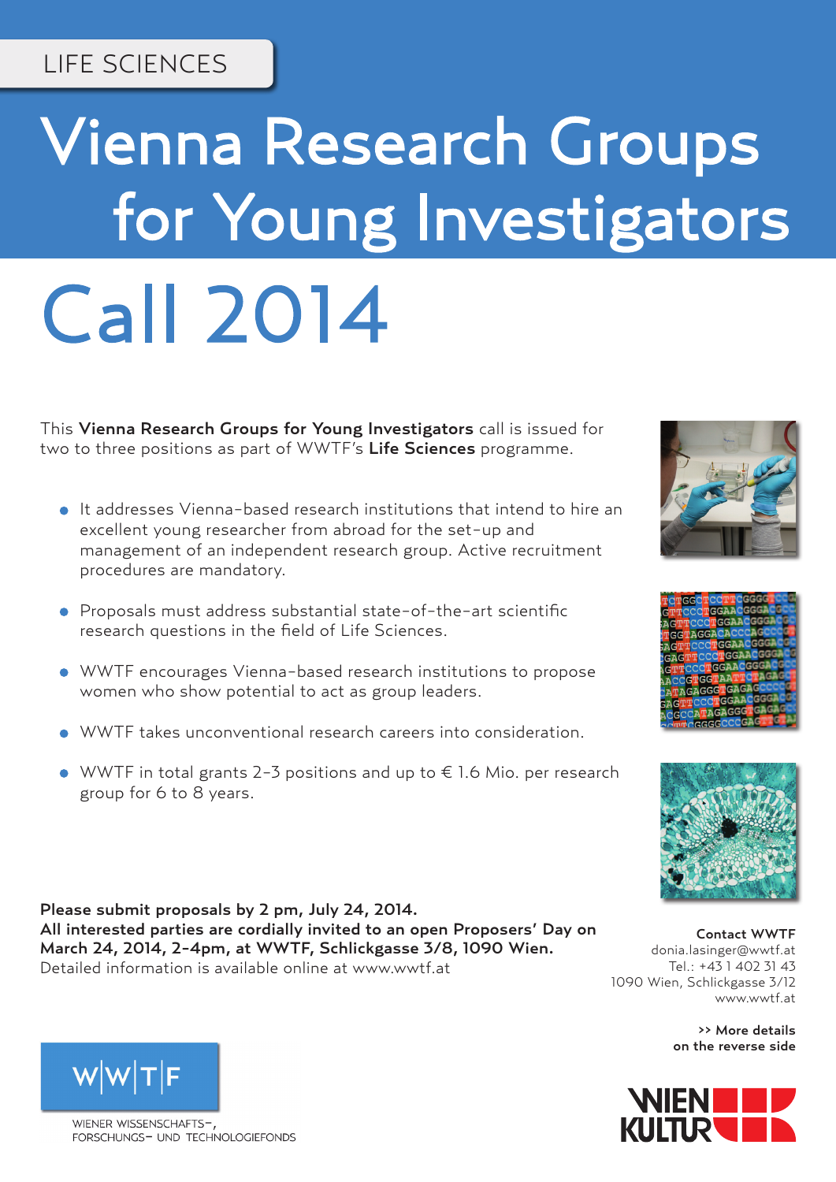LIFE SCIENCES

# Vienna Research Groups for Young Investigators

# Call 2014

This **Vienna Research Groups for Young Investigators** call is issued for two to three positions as part of WWTF's **Life Sciences** programme.

- It addresses Vienna-based research institutions that intend to hire an excellent young researcher from abroad for the set-up and management of an independent research group. Active recruitment procedures are mandatory.
- Proposals must address substantial state-of-the-art scientific research questions in the field of Life Sciences.
- WWTF encourages Vienna-based research institutions to propose women who show potential to act as group leaders.
- WWTF takes unconventional research careers into consideration.
- WWTF in total grants 2-3 positions and up to € 1.6 Mio. per research group for 6 to 8 years.

**Please submit proposals by 2 pm, July 24, 2014.**
**All interested parties are cordially invited to an open Proposers' Day on March 24, 2014, 2-4pm, at WWTF, Schlickgasse 3/8, 1090 Wien.**
Detailed information is available online at www.wwtf.at

**Contact WWTF**
donia.lasinger@wwtf.at
Tel.: +43 1 402 31 43
1090 Wien, Schlickgasse 3/12
www.wwtf.at

**>> More details on the reverse side**

W|W|T|F
WIENER WISSENSCHAFTS-, FORSCHUNGS- UND TECHNOLOGIEFONDS

WIEN KULTUR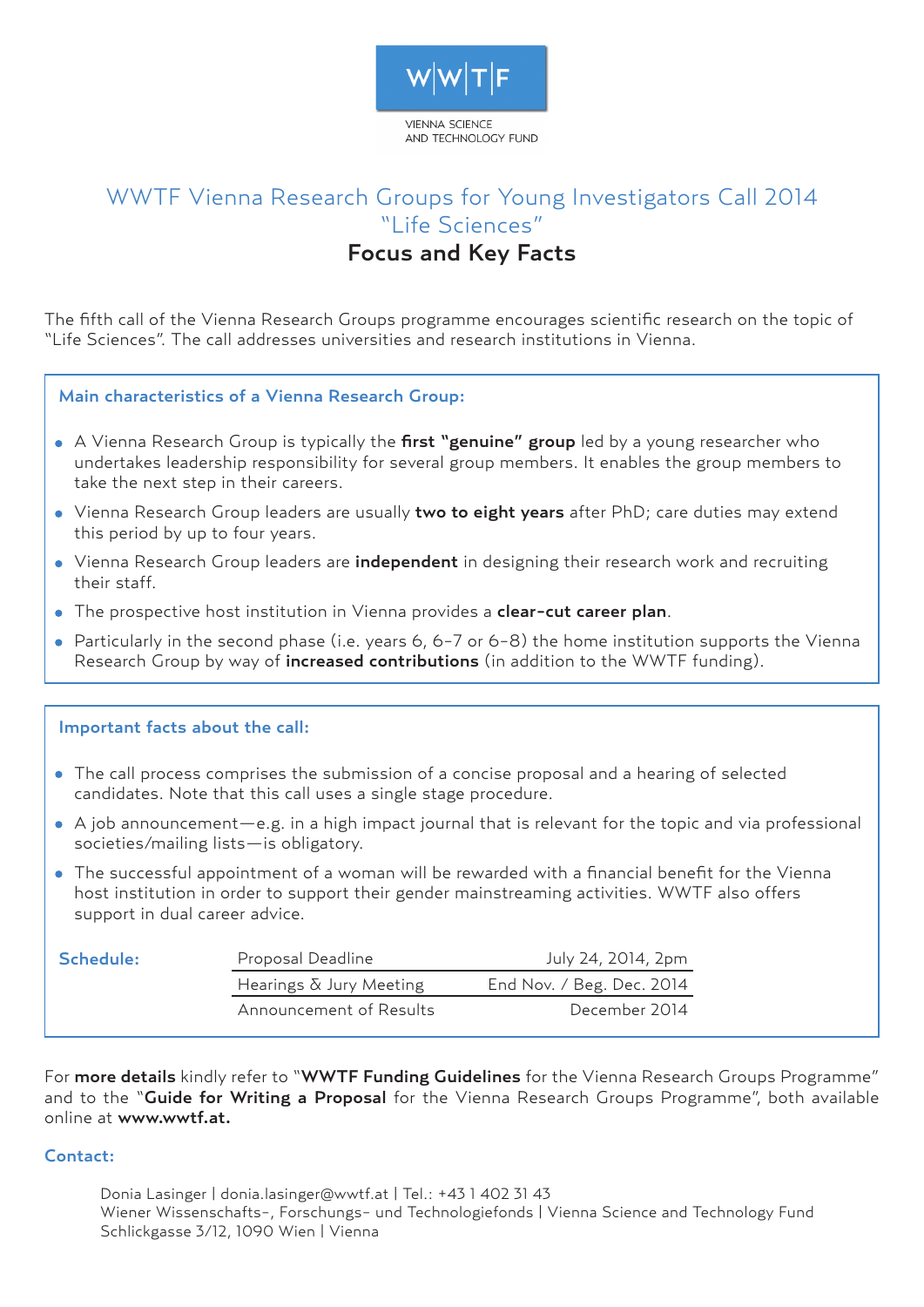W|W|T|F

VIENNA SCIENCE AND TECHNOLOGY FUND

# WWTF Vienna Research Groups for Young Investigators Call 2014 "Life Sciences"

## Focus and Key Facts

The fifth call of the Vienna Research Groups programme encourages scientific research on the topic of "Life Sciences". The call addresses universities and research institutions in Vienna.

### Main characteristics of a Vienna Research Group:

- A Vienna Research Group is typically the **first "genuine" group** led by a young researcher who undertakes leadership responsibility for several group members. It enables the group members to take the next step in their careers.
- Vienna Research Group leaders are usually **two to eight years** after PhD; care duties may extend this period by up to four years.
- Vienna Research Group leaders are **independent** in designing their research work and recruiting their staff.
- The prospective host institution in Vienna provides a **clear-cut career plan**.
- Particularly in the second phase (i.e. years 6, 6-7 or 6-8) the home institution supports the Vienna Research Group by way of **increased contributions** (in addition to the WWTF funding).

### Important facts about the call:

- The call process comprises the submission of a concise proposal and a hearing of selected candidates. Note that this call uses a single stage procedure.
- A job announcement—e.g. in a high impact journal that is relevant for the topic and via professional societies/mailing lists—is obligatory.
- The successful appointment of a woman will be rewarded with a financial benefit for the Vienna host institution in order to support their gender mainstreaming activities. WWTF also offers support in dual career advice.

**Schedule:**

| | |
|---|---|
| Proposal Deadline | July 24, 2014, 2pm |
| Hearings & Jury Meeting | End Nov. / Beg. Dec. 2014 |
| Announcement of Results | December 2014 |

For **more details** kindly refer to "**WWTF Funding Guidelines** for the Vienna Research Groups Programme" and to the "**Guide for Writing a Proposal** for the Vienna Research Groups Programme", both available online at **www.wwtf.at.**

### Contact:

Donia Lasinger | donia.lasinger@wwtf.at | Tel.: +43 1 402 31 43
Wiener Wissenschafts-, Forschungs- und Technologiefonds | Vienna Science and Technology Fund
Schlickgasse 3/12, 1090 Wien | Vienna